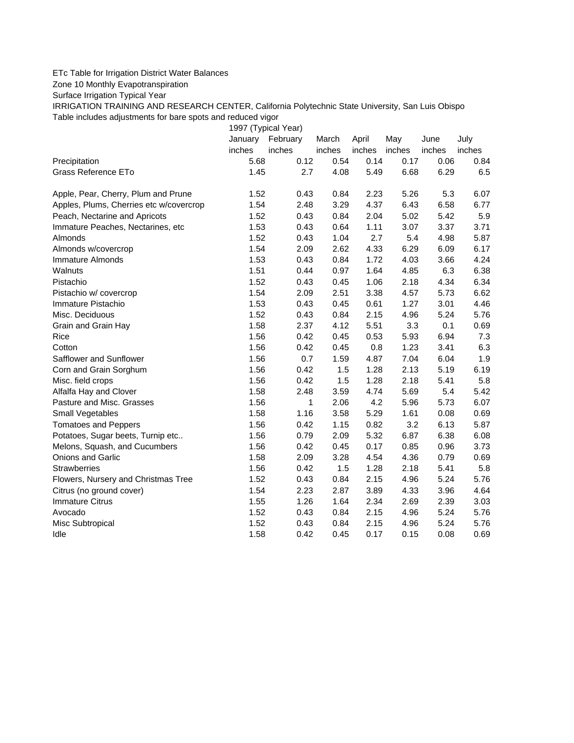ETc Table for Irrigation District Water Balances

Zone 10 Monthly Evapotranspiration

Surface Irrigation Typical Year

IRRIGATION TRAINING AND RESEARCH CENTER, California Polytechnic State University, San Luis Obispo

Table includes adjustments for bare spots and reduced vigor

| | 1997 (Typical Year) | | | | | | |
|---|---|---|---|---|---|---|---|
| | January | February | March | April | May | June | July |
| | inches | inches | inches | inches | inches | inches | inches |
| Precipitation | 5.68 | 0.12 | 0.54 | 0.14 | 0.17 | 0.06 | 0.84 |
| Grass Reference ETo | 1.45 | 2.7 | 4.08 | 5.49 | 6.68 | 6.29 | 6.5 |
| | | | | | | | |
| Apple, Pear, Cherry, Plum and Prune | 1.52 | 0.43 | 0.84 | 2.23 | 5.26 | 5.3 | 6.07 |
| Apples, Plums, Cherries etc w/covercrop | 1.54 | 2.48 | 3.29 | 4.37 | 6.43 | 6.58 | 6.77 |
| Peach, Nectarine and Apricots | 1.52 | 0.43 | 0.84 | 2.04 | 5.02 | 5.42 | 5.9 |
| Immature Peaches, Nectarines, etc | 1.53 | 0.43 | 0.64 | 1.11 | 3.07 | 3.37 | 3.71 |
| Almonds | 1.52 | 0.43 | 1.04 | 2.7 | 5.4 | 4.98 | 5.87 |
| Almonds w/covercrop | 1.54 | 2.09 | 2.62 | 4.33 | 6.29 | 6.09 | 6.17 |
| Immature Almonds | 1.53 | 0.43 | 0.84 | 1.72 | 4.03 | 3.66 | 4.24 |
| Walnuts | 1.51 | 0.44 | 0.97 | 1.64 | 4.85 | 6.3 | 6.38 |
| Pistachio | 1.52 | 0.43 | 0.45 | 1.06 | 2.18 | 4.34 | 6.34 |
| Pistachio w/ covercrop | 1.54 | 2.09 | 2.51 | 3.38 | 4.57 | 5.73 | 6.62 |
| Immature Pistachio | 1.53 | 0.43 | 0.45 | 0.61 | 1.27 | 3.01 | 4.46 |
| Misc. Deciduous | 1.52 | 0.43 | 0.84 | 2.15 | 4.96 | 5.24 | 5.76 |
| Grain and Grain Hay | 1.58 | 2.37 | 4.12 | 5.51 | 3.3 | 0.1 | 0.69 |
| Rice | 1.56 | 0.42 | 0.45 | 0.53 | 5.93 | 6.94 | 7.3 |
| Cotton | 1.56 | 0.42 | 0.45 | 0.8 | 1.23 | 3.41 | 6.3 |
| Safflower and Sunflower | 1.56 | 0.7 | 1.59 | 4.87 | 7.04 | 6.04 | 1.9 |
| Corn and Grain Sorghum | 1.56 | 0.42 | 1.5 | 1.28 | 2.13 | 5.19 | 6.19 |
| Misc. field crops | 1.56 | 0.42 | 1.5 | 1.28 | 2.18 | 5.41 | 5.8 |
| Alfalfa Hay and Clover | 1.58 | 2.48 | 3.59 | 4.74 | 5.69 | 5.4 | 5.42 |
| Pasture and Misc. Grasses | 1.56 | 1 | 2.06 | 4.2 | 5.96 | 5.73 | 6.07 |
| Small Vegetables | 1.58 | 1.16 | 3.58 | 5.29 | 1.61 | 0.08 | 0.69 |
| Tomatoes and Peppers | 1.56 | 0.42 | 1.15 | 0.82 | 3.2 | 6.13 | 5.87 |
| Potatoes, Sugar beets, Turnip etc.. | 1.56 | 0.79 | 2.09 | 5.32 | 6.87 | 6.38 | 6.08 |
| Melons, Squash, and Cucumbers | 1.56 | 0.42 | 0.45 | 0.17 | 0.85 | 0.96 | 3.73 |
| Onions and Garlic | 1.58 | 2.09 | 3.28 | 4.54 | 4.36 | 0.79 | 0.69 |
| Strawberries | 1.56 | 0.42 | 1.5 | 1.28 | 2.18 | 5.41 | 5.8 |
| Flowers, Nursery and Christmas Tree | 1.52 | 0.43 | 0.84 | 2.15 | 4.96 | 5.24 | 5.76 |
| Citrus (no ground cover) | 1.54 | 2.23 | 2.87 | 3.89 | 4.33 | 3.96 | 4.64 |
| Immature Citrus | 1.55 | 1.26 | 1.64 | 2.34 | 2.69 | 2.39 | 3.03 |
| Avocado | 1.52 | 0.43 | 0.84 | 2.15 | 4.96 | 5.24 | 5.76 |
| Misc Subtropical | 1.52 | 0.43 | 0.84 | 2.15 | 4.96 | 5.24 | 5.76 |
| Idle | 1.58 | 0.42 | 0.45 | 0.17 | 0.15 | 0.08 | 0.69 |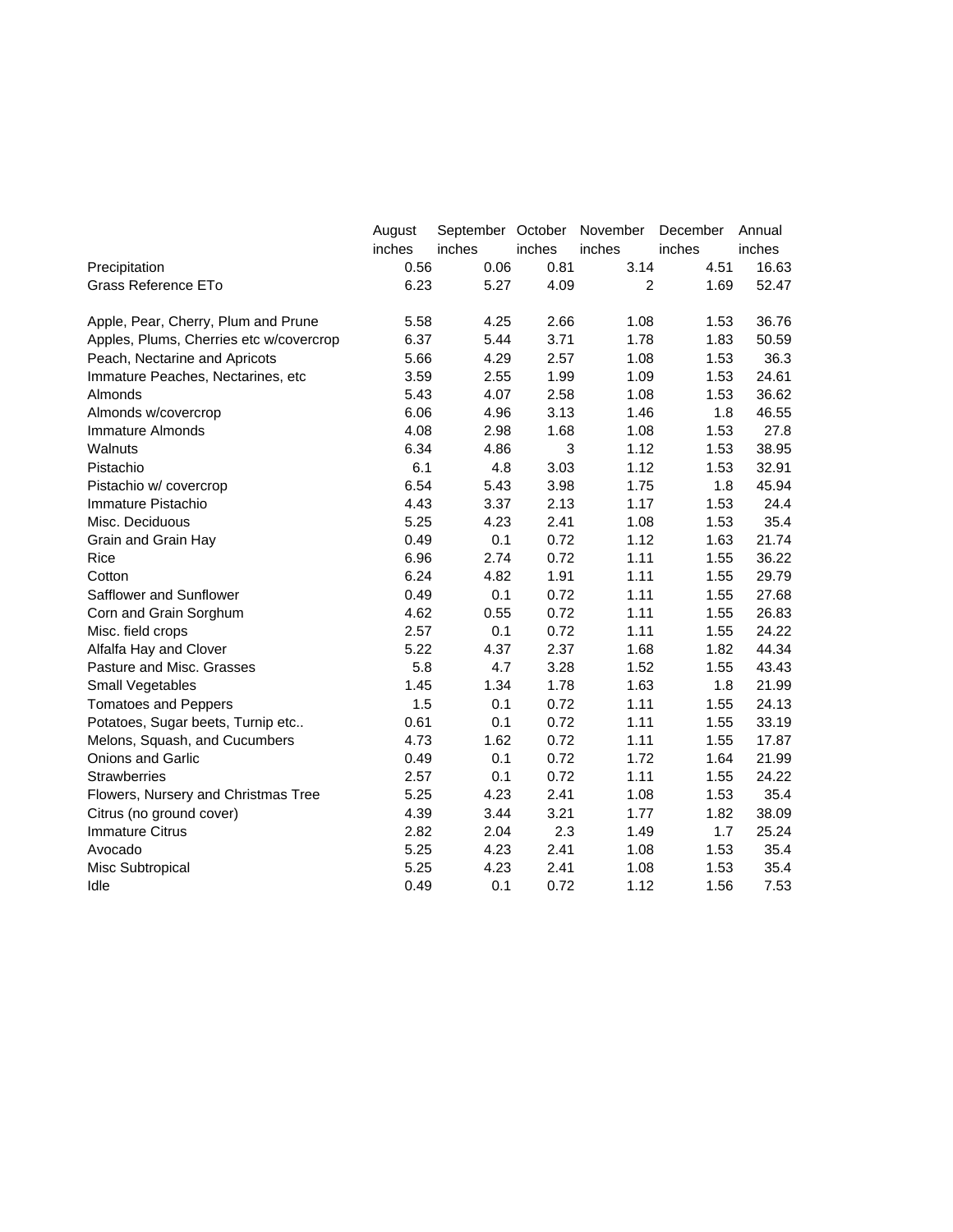| | August inches | September inches | October inches | November inches | December inches | Annual inches |
|---|---|---|---|---|---|---|
| Precipitation | 0.56 | 0.06 | 0.81 | 3.14 | 4.51 | 16.63 |
| Grass Reference ETo | 6.23 | 5.27 | 4.09 | 2 | 1.69 | 52.47 |
| | | | | | | |
| Apple, Pear, Cherry, Plum and Prune | 5.58 | 4.25 | 2.66 | 1.08 | 1.53 | 36.76 |
| Apples, Plums, Cherries etc w/covercrop | 6.37 | 5.44 | 3.71 | 1.78 | 1.83 | 50.59 |
| Peach, Nectarine and Apricots | 5.66 | 4.29 | 2.57 | 1.08 | 1.53 | 36.3 |
| Immature Peaches, Nectarines, etc | 3.59 | 2.55 | 1.99 | 1.09 | 1.53 | 24.61 |
| Almonds | 5.43 | 4.07 | 2.58 | 1.08 | 1.53 | 36.62 |
| Almonds w/covercrop | 6.06 | 4.96 | 3.13 | 1.46 | 1.8 | 46.55 |
| Immature Almonds | 4.08 | 2.98 | 1.68 | 1.08 | 1.53 | 27.8 |
| Walnuts | 6.34 | 4.86 | 3 | 1.12 | 1.53 | 38.95 |
| Pistachio | 6.1 | 4.8 | 3.03 | 1.12 | 1.53 | 32.91 |
| Pistachio w/ covercrop | 6.54 | 5.43 | 3.98 | 1.75 | 1.8 | 45.94 |
| Immature Pistachio | 4.43 | 3.37 | 2.13 | 1.17 | 1.53 | 24.4 |
| Misc. Deciduous | 5.25 | 4.23 | 2.41 | 1.08 | 1.53 | 35.4 |
| Grain and Grain Hay | 0.49 | 0.1 | 0.72 | 1.12 | 1.63 | 21.74 |
| Rice | 6.96 | 2.74 | 0.72 | 1.11 | 1.55 | 36.22 |
| Cotton | 6.24 | 4.82 | 1.91 | 1.11 | 1.55 | 29.79 |
| Safflower and Sunflower | 0.49 | 0.1 | 0.72 | 1.11 | 1.55 | 27.68 |
| Corn and Grain Sorghum | 4.62 | 0.55 | 0.72 | 1.11 | 1.55 | 26.83 |
| Misc. field crops | 2.57 | 0.1 | 0.72 | 1.11 | 1.55 | 24.22 |
| Alfalfa Hay and Clover | 5.22 | 4.37 | 2.37 | 1.68 | 1.82 | 44.34 |
| Pasture and Misc. Grasses | 5.8 | 4.7 | 3.28 | 1.52 | 1.55 | 43.43 |
| Small Vegetables | 1.45 | 1.34 | 1.78 | 1.63 | 1.8 | 21.99 |
| Tomatoes and Peppers | 1.5 | 0.1 | 0.72 | 1.11 | 1.55 | 24.13 |
| Potatoes, Sugar beets, Turnip etc.. | 0.61 | 0.1 | 0.72 | 1.11 | 1.55 | 33.19 |
| Melons, Squash, and Cucumbers | 4.73 | 1.62 | 0.72 | 1.11 | 1.55 | 17.87 |
| Onions and Garlic | 0.49 | 0.1 | 0.72 | 1.72 | 1.64 | 21.99 |
| Strawberries | 2.57 | 0.1 | 0.72 | 1.11 | 1.55 | 24.22 |
| Flowers, Nursery and Christmas Tree | 5.25 | 4.23 | 2.41 | 1.08 | 1.53 | 35.4 |
| Citrus (no ground cover) | 4.39 | 3.44 | 3.21 | 1.77 | 1.82 | 38.09 |
| Immature Citrus | 2.82 | 2.04 | 2.3 | 1.49 | 1.7 | 25.24 |
| Avocado | 5.25 | 4.23 | 2.41 | 1.08 | 1.53 | 35.4 |
| Misc Subtropical | 5.25 | 4.23 | 2.41 | 1.08 | 1.53 | 35.4 |
| Idle | 0.49 | 0.1 | 0.72 | 1.12 | 1.56 | 7.53 |